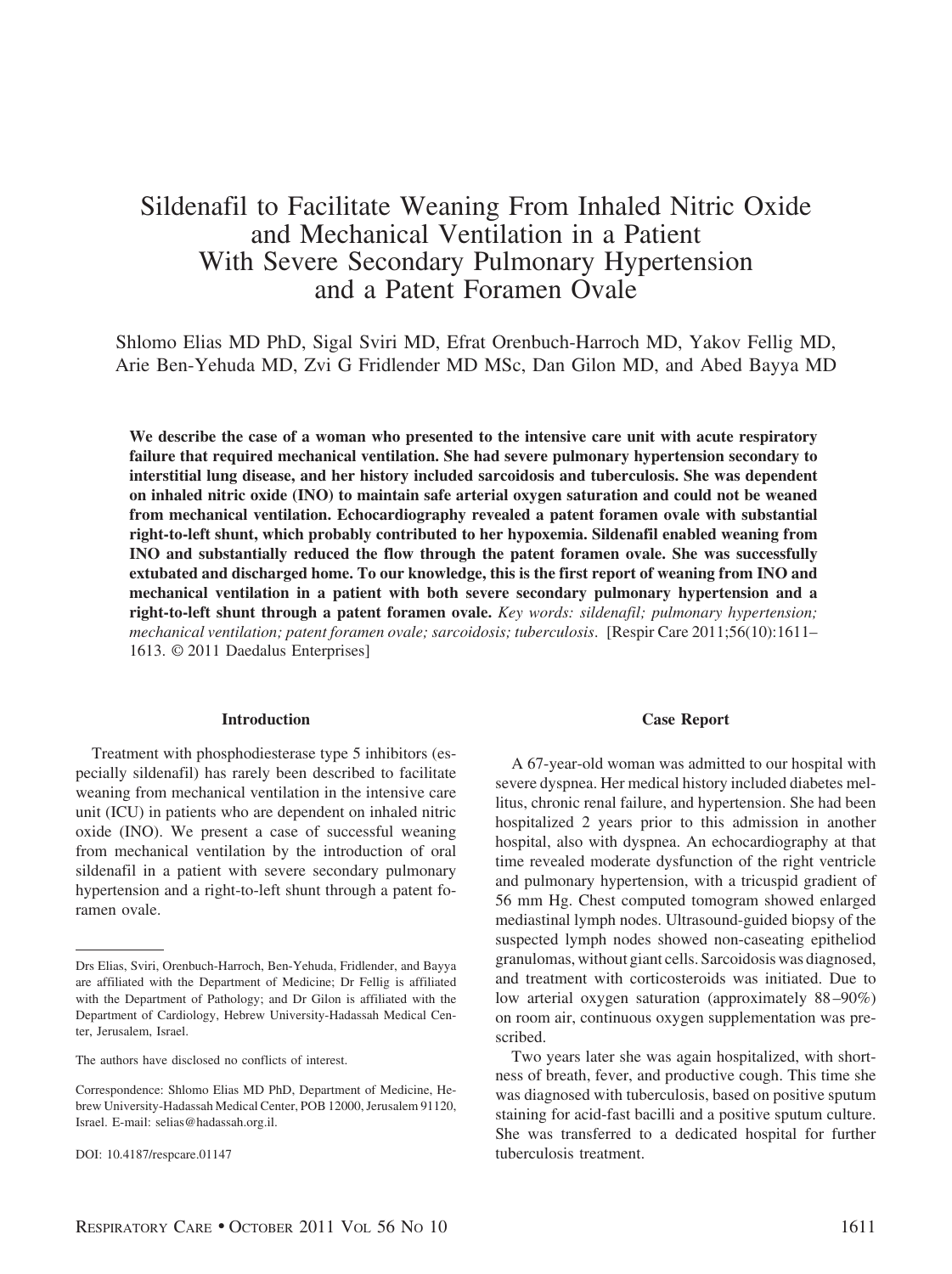# Sildenafil to Facilitate Weaning From Inhaled Nitric Oxide and Mechanical Ventilation in a Patient With Severe Secondary Pulmonary Hypertension and a Patent Foramen Ovale

Shlomo Elias MD PhD, Sigal Sviri MD, Efrat Orenbuch-Harroch MD, Yakov Fellig MD, Arie Ben-Yehuda MD, Zvi G Fridlender MD MSc, Dan Gilon MD, and Abed Bayya MD

**We describe the case of a woman who presented to the intensive care unit with acute respiratory failure that required mechanical ventilation. She had severe pulmonary hypertension secondary to interstitial lung disease, and her history included sarcoidosis and tuberculosis. She was dependent on inhaled nitric oxide (INO) to maintain safe arterial oxygen saturation and could not be weaned from mechanical ventilation. Echocardiography revealed a patent foramen ovale with substantial right-to-left shunt, which probably contributed to her hypoxemia. Sildenafil enabled weaning from INO and substantially reduced the flow through the patent foramen ovale. She was successfully extubated and discharged home. To our knowledge, this is the first report of weaning from INO and mechanical ventilation in a patient with both severe secondary pulmonary hypertension and a right-to-left shunt through a patent foramen ovale.** *Key words: sildenafil; pulmonary hypertension; mechanical ventilation; patent foramen ovale; sarcoidosis; tuberculosis*. [Respir Care 2011;56(10):1611–1613. © 2011 Daedalus Enterprises]

## Introduction

Treatment with phosphodiesterase type 5 inhibitors (especially sildenafil) has rarely been described to facilitate weaning from mechanical ventilation in the intensive care unit (ICU) in patients who are dependent on inhaled nitric oxide (INO). We present a case of successful weaning from mechanical ventilation by the introduction of oral sildenafil in a patient with severe secondary pulmonary hypertension and a right-to-left shunt through a patent foramen ovale.

Drs Elias, Sviri, Orenbuch-Harroch, Ben-Yehuda, Fridlender, and Bayya are affiliated with the Department of Medicine; Dr Fellig is affiliated with the Department of Pathology; and Dr Gilon is affiliated with the Department of Cardiology, Hebrew University-Hadassah Medical Center, Jerusalem, Israel.

The authors have disclosed no conflicts of interest.

Correspondence: Shlomo Elias MD PhD, Department of Medicine, Hebrew University-Hadassah Medical Center, POB 12000, Jerusalem 91120, Israel. E-mail: selias@hadassah.org.il.

DOI: 10.4187/respcare.01147

## Case Report

A 67-year-old woman was admitted to our hospital with severe dyspnea. Her medical history included diabetes mellitus, chronic renal failure, and hypertension. She had been hospitalized 2 years prior to this admission in another hospital, also with dyspnea. An echocardiography at that time revealed moderate dysfunction of the right ventricle and pulmonary hypertension, with a tricuspid gradient of 56 mm Hg. Chest computed tomogram showed enlarged mediastinal lymph nodes. Ultrasound-guided biopsy of the suspected lymph nodes showed non-caseating epitheliod granulomas, without giant cells. Sarcoidosis was diagnosed, and treatment with corticosteroids was initiated. Due to low arterial oxygen saturation (approximately 88–90%) on room air, continuous oxygen supplementation was prescribed.

Two years later she was again hospitalized, with shortness of breath, fever, and productive cough. This time she was diagnosed with tuberculosis, based on positive sputum staining for acid-fast bacilli and a positive sputum culture. She was transferred to a dedicated hospital for further tuberculosis treatment.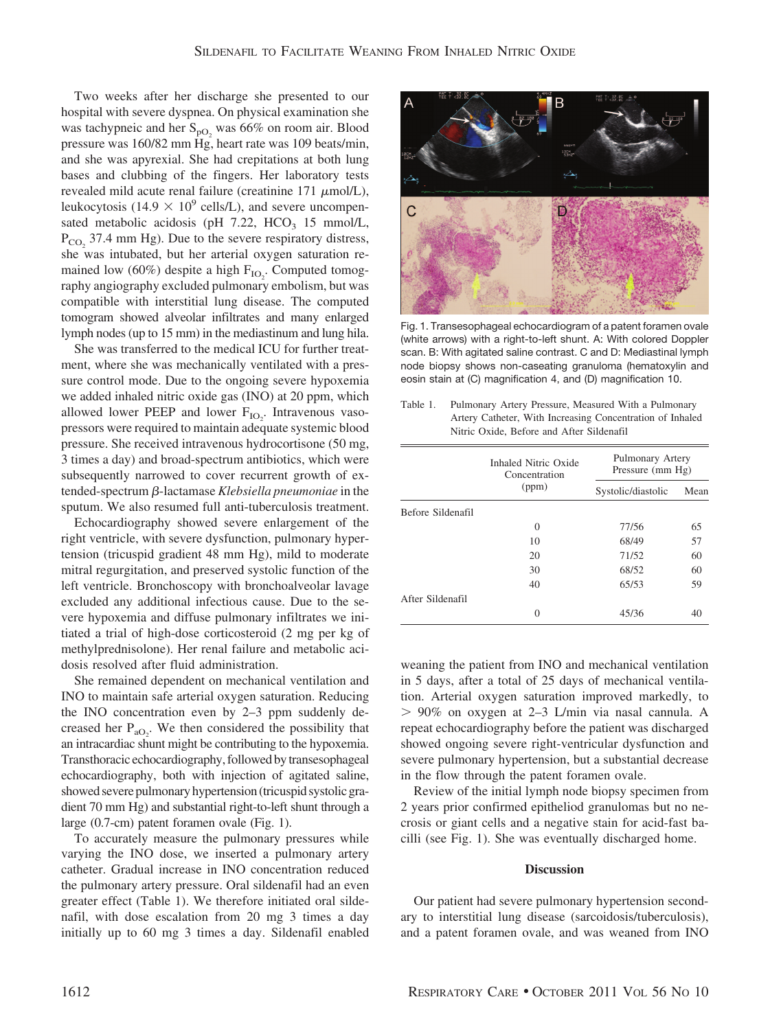Two weeks after her discharge she presented to our hospital with severe dyspnea. On physical examination she was tachypneic and her $S_{pO_2}$ was 66% on room air. Blood pressure was 160/82 mm Hg, heart rate was 109 beats/min, and she was apyrexial. She had crepitations at both lung bases and clubbing of the fingers. Her laboratory tests revealed mild acute renal failure (creatinine 171 $\mu$mol/L), leukocytosis ($14.9 \times 10^9$ cells/L), and severe uncompensated metabolic acidosis (pH 7.22, $HCO_3$ 15 mmol/L, $P_{CO_2}$ 37.4 mm Hg). Due to the severe respiratory distress, she was intubated, but her arterial oxygen saturation remained low (60%) despite a high $F_{IO_2}$. Computed tomography angiography excluded pulmonary embolism, but was compatible with interstitial lung disease. The computed tomogram showed alveolar infiltrates and many enlarged lymph nodes (up to 15 mm) in the mediastinum and lung hila.

She was transferred to the medical ICU for further treatment, where she was mechanically ventilated with a pressure control mode. Due to the ongoing severe hypoxemia we added inhaled nitric oxide gas (INO) at 20 ppm, which allowed lower PEEP and lower $F_{IO_2}$. Intravenous vasopressors were required to maintain adequate systemic blood pressure. She received intravenous hydrocortisone (50 mg, 3 times a day) and broad-spectrum antibiotics, which were subsequently narrowed to cover recurrent growth of extended-spectrum $\beta$-lactamase *Klebsiella pneumoniae* in the sputum. We also resumed full anti-tuberculosis treatment.

Echocardiography showed severe enlargement of the right ventricle, with severe dysfunction, pulmonary hypertension (tricuspid gradient 48 mm Hg), mild to moderate mitral regurgitation, and preserved systolic function of the left ventricle. Bronchoscopy with bronchoalveolar lavage excluded any additional infectious cause. Due to the severe hypoxemia and diffuse pulmonary infiltrates we initiated a trial of high-dose corticosteroid (2 mg per kg of methylprednisolone). Her renal failure and metabolic acidosis resolved after fluid administration.

She remained dependent on mechanical ventilation and INO to maintain safe arterial oxygen saturation. Reducing the INO concentration even by 2–3 ppm suddenly decreased her $P_{aO_2}$. We then considered the possibility that an intracardiac shunt might be contributing to the hypoxemia. Transthoracic echocardiography, followed by transesophageal echocardiography, both with injection of agitated saline, showed severe pulmonary hypertension (tricuspid systolic gradient 70 mm Hg) and substantial right-to-left shunt through a large (0.7-cm) patent foramen ovale (Fig. 1).

To accurately measure the pulmonary pressures while varying the INO dose, we inserted a pulmonary artery catheter. Gradual increase in INO concentration reduced the pulmonary artery pressure. Oral sildenafil had an even greater effect (Table 1). We therefore initiated oral sildenafil, with dose escalation from 20 mg 3 times a day initially up to 60 mg 3 times a day. Sildenafil enabled weaning the patient from INO and mechanical ventilation in 5 days, after a total of 25 days of mechanical ventilation. Arterial oxygen saturation improved markedly, to > 90% on oxygen at 2–3 L/min via nasal cannula. A repeat echocardiography before the patient was discharged showed ongoing severe right-ventricular dysfunction and severe pulmonary hypertension, but a substantial decrease in the flow through the patent foramen ovale.

Review of the initial lymph node biopsy specimen from 2 years prior confirmed epitheliod granulomas but no necrosis or giant cells and a negative stain for acid-fast bacilli (see Fig. 1). She was eventually discharged home.

Fig. 1. Transesophageal echocardiogram of a patent foramen ovale (white arrows) with a right-to-left shunt. A: With colored Doppler scan. B: With agitated saline contrast. C and D: Mediastinal lymph node biopsy shows non-caseating granuloma (hematoxylin and eosin stain at (C) magnification 4, and (D) magnification 10.

Table 1. Pulmonary Artery Pressure, Measured With a Pulmonary Artery Catheter, With Increasing Concentration of Inhaled Nitric Oxide, Before and After Sildenafil

| | Inhaled Nitric Oxide Concentration (ppm) | Pulmonary Artery Pressure (mm Hg) | |
|---|---|---|---|
| | | Systolic/diastolic | Mean |
| Before Sildenafil | | | |
| | 0 | 77/56 | 65 |
| | 10 | 68/49 | 57 |
| | 20 | 71/52 | 60 |
| | 30 | 68/52 | 60 |
| | 40 | 65/53 | 59 |
| After Sildenafil | | | |
| | 0 | 45/36 | 40 |

## Discussion

Our patient had severe pulmonary hypertension secondary to interstitial lung disease (sarcoidosis/tuberculosis), and a patent foramen ovale, and was weaned from INO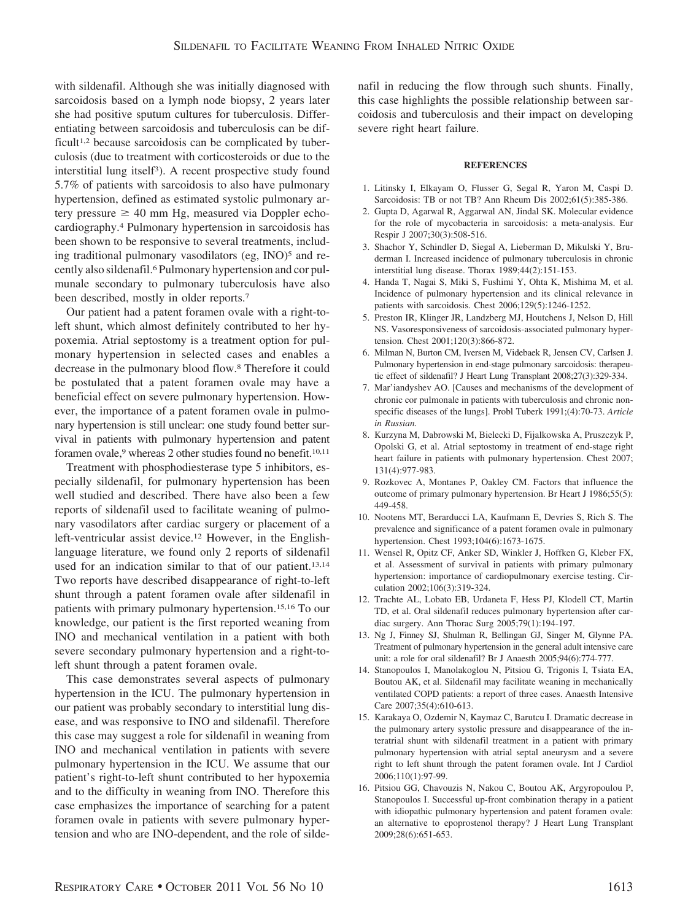with sildenafil. Although she was initially diagnosed with sarcoidosis based on a lymph node biopsy, 2 years later she had positive sputum cultures for tuberculosis. Differentiating between sarcoidosis and tuberculosis can be difficult[1,2] because sarcoidosis can be complicated by tuberculosis (due to treatment with corticosteroids or due to the interstitial lung itself[3]). A recent prospective study found 5.7% of patients with sarcoidosis to also have pulmonary hypertension, defined as estimated systolic pulmonary artery pressure ≥ 40 mm Hg, measured via Doppler echocardiography.[4] Pulmonary hypertension in sarcoidosis has been shown to be responsive to several treatments, including traditional pulmonary vasodilators (eg, INO)[5] and recently also sildenafil.[6] Pulmonary hypertension and cor pulmunale secondary to pulmonary tuberculosis have also been described, mostly in older reports.[7]

Our patient had a patent foramen ovale with a right-to-left shunt, which almost definitely contributed to her hypoxemia. Atrial septostomy is a treatment option for pulmonary hypertension in selected cases and enables a decrease in the pulmonary blood flow.[8] Therefore it could be postulated that a patent foramen ovale may have a beneficial effect on severe pulmonary hypertension. However, the importance of a patent foramen ovale in pulmonary hypertension is still unclear: one study found better survival in patients with pulmonary hypertension and patent foramen ovale,[9] whereas 2 other studies found no benefit.[10,11]

Treatment with phosphodiesterase type 5 inhibitors, especially sildenafil, for pulmonary hypertension has been well studied and described. There have also been a few reports of sildenafil used to facilitate weaning of pulmonary vasodilators after cardiac surgery or placement of a left-ventricular assist device.[12] However, in the English-language literature, we found only 2 reports of sildenafil used for an indication similar to that of our patient.[13,14] Two reports have described disappearance of right-to-left shunt through a patent foramen ovale after sildenafil in patients with primary pulmonary hypertension.[15,16] To our knowledge, our patient is the first reported weaning from INO and mechanical ventilation in a patient with both severe secondary pulmonary hypertension and a right-to-left shunt through a patent foramen ovale.

This case demonstrates several aspects of pulmonary hypertension in the ICU. The pulmonary hypertension in our patient was probably secondary to interstitial lung disease, and was responsive to INO and sildenafil. Therefore this case may suggest a role for sildenafil in weaning from INO and mechanical ventilation in patients with severe pulmonary hypertension in the ICU. We assume that our patient's right-to-left shunt contributed to her hypoxemia and to the difficulty in weaning from INO. Therefore this case emphasizes the importance of searching for a patent foramen ovale in patients with severe pulmonary hypertension and who are INO-dependent, and the role of sildenafil in reducing the flow through such shunts. Finally, this case highlights the possible relationship between sarcoidosis and tuberculosis and their impact on developing severe right heart failure.

## REFERENCES

1. Litinsky I, Elkayam O, Flusser G, Segal R, Yaron M, Caspi D. Sarcoidosis: TB or not TB? Ann Rheum Dis 2002;61(5):385-386.
2. Gupta D, Agarwal R, Aggarwal AN, Jindal SK. Molecular evidence for the role of mycobacteria in sarcoidosis: a meta-analysis. Eur Respir J 2007;30(3):508-516.
3. Shachor Y, Schindler D, Siegal A, Lieberman D, Mikulski Y, Bruderman I. Increased incidence of pulmonary tuberculosis in chronic interstitial lung disease. Thorax 1989;44(2):151-153.
4. Handa T, Nagai S, Miki S, Fushimi Y, Ohta K, Mishima M, et al. Incidence of pulmonary hypertension and its clinical relevance in patients with sarcoidosis. Chest 2006;129(5):1246-1252.
5. Preston IR, Klinger JR, Landzberg MJ, Houtchens J, Nelson D, Hill NS. Vasoresponsiveness of sarcoidosis-associated pulmonary hypertension. Chest 2001;120(3):866-872.
6. Milman N, Burton CM, Iversen M, Videbaek R, Jensen CV, Carlsen J. Pulmonary hypertension in end-stage pulmonary sarcoidosis: therapeutic effect of sildenafil? J Heart Lung Transplant 2008;27(3):329-334.
7. Mar'iandyshev AO. [Causes and mechanisms of the development of chronic cor pulmonale in patients with tuberculosis and chronic nonspecific diseases of the lungs]. Probl Tuberk 1991;(4):70-73. *Article in Russian.*
8. Kurzyna M, Dabrowski M, Bielecki D, Fijalkowska A, Pruszczyk P, Opolski G, et al. Atrial septostomy in treatment of end-stage right heart failure in patients with pulmonary hypertension. Chest 2007; 131(4):977-983.
9. Rozkovec A, Montanes P, Oakley CM. Factors that influence the outcome of primary pulmonary hypertension. Br Heart J 1986;55(5): 449-458.
10. Nootens MT, Berarducci LA, Kaufmann E, Devries S, Rich S. The prevalence and significance of a patent foramen ovale in pulmonary hypertension. Chest 1993;104(6):1673-1675.
11. Wensel R, Opitz CF, Anker SD, Winkler J, Hoffken G, Kleber FX, et al. Assessment of survival in patients with primary pulmonary hypertension: importance of cardiopulmonary exercise testing. Circulation 2002;106(3):319-324.
12. Trachte AL, Lobato EB, Urdaneta F, Hess PJ, Klodell CT, Martin TD, et al. Oral sildenafil reduces pulmonary hypertension after cardiac surgery. Ann Thorac Surg 2005;79(1):194-197.
13. Ng J, Finney SJ, Shulman R, Bellingan GJ, Singer M, Glynne PA. Treatment of pulmonary hypertension in the general adult intensive care unit: a role for oral sildenafil? Br J Anaesth 2005;94(6):774-777.
14. Stanopoulos I, Manolakoglou N, Pitsiou G, Trigonis I, Tsiata EA, Boutou AK, et al. Sildenafil may facilitate weaning in mechanically ventilated COPD patients: a report of three cases. Anaesth Intensive Care 2007;35(4):610-613.
15. Karakaya O, Ozdemir N, Kaymaz C, Barutcu I. Dramatic decrease in the pulmonary artery systolic pressure and disappearance of the interatrial shunt with sildenafil treatment in a patient with primary pulmonary hypertension with atrial septal aneurysm and a severe right to left shunt through the patent foramen ovale. Int J Cardiol 2006;110(1):97-99.
16. Pitsiou GG, Chavouzis N, Nakou C, Boutou AK, Argyropoulou P, Stanopoulos I. Successful up-front combination therapy in a patient with idiopathic pulmonary hypertension and patent foramen ovale: an alternative to epoprostenol therapy? J Heart Lung Transplant 2009;28(6):651-653.